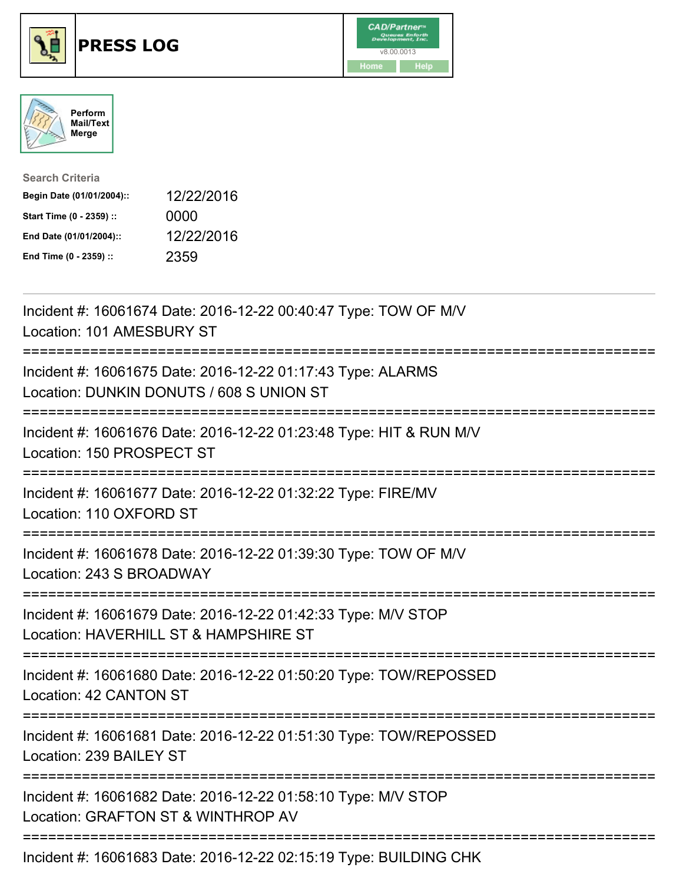# PRESS LOG

CAD/Partner™ v8.00.0013

Home Help

Perform Mail/Text Merge

**Search Criteria**

| | |
|---|---|
| **Begin Date (01/01/2004)::** | 12/22/2016 |
| **Start Time (0 - 2359) ::** | 0000 |
| **End Date (01/01/2004)::** | 12/22/2016 |
| **End Time (0 - 2359) ::** | 2359 |

---

Incident #: 16061674 Date: 2016-12-22 00:40:47 Type: TOW OF M/V
Location: 101 AMESBURY ST

===========================================================================

Incident #: 16061675 Date: 2016-12-22 01:17:43 Type: ALARMS
Location: DUNKIN DONUTS / 608 S UNION ST

===========================================================================

Incident #: 16061676 Date: 2016-12-22 01:23:48 Type: HIT & RUN M/V
Location: 150 PROSPECT ST

===========================================================================

Incident #: 16061677 Date: 2016-12-22 01:32:22 Type: FIRE/MV
Location: 110 OXFORD ST

===========================================================================

Incident #: 16061678 Date: 2016-12-22 01:39:30 Type: TOW OF M/V
Location: 243 S BROADWAY

===========================================================================

Incident #: 16061679 Date: 2016-12-22 01:42:33 Type: M/V STOP
Location: HAVERHILL ST & HAMPSHIRE ST

===========================================================================

Incident #: 16061680 Date: 2016-12-22 01:50:20 Type: TOW/REPOSSED
Location: 42 CANTON ST

===========================================================================

Incident #: 16061681 Date: 2016-12-22 01:51:30 Type: TOW/REPOSSED
Location: 239 BAILEY ST

===========================================================================

Incident #: 16061682 Date: 2016-12-22 01:58:10 Type: M/V STOP
Location: GRAFTON ST & WINTHROP AV

===========================================================================

Incident #: 16061683 Date: 2016-12-22 02:15:19 Type: BUILDING CHK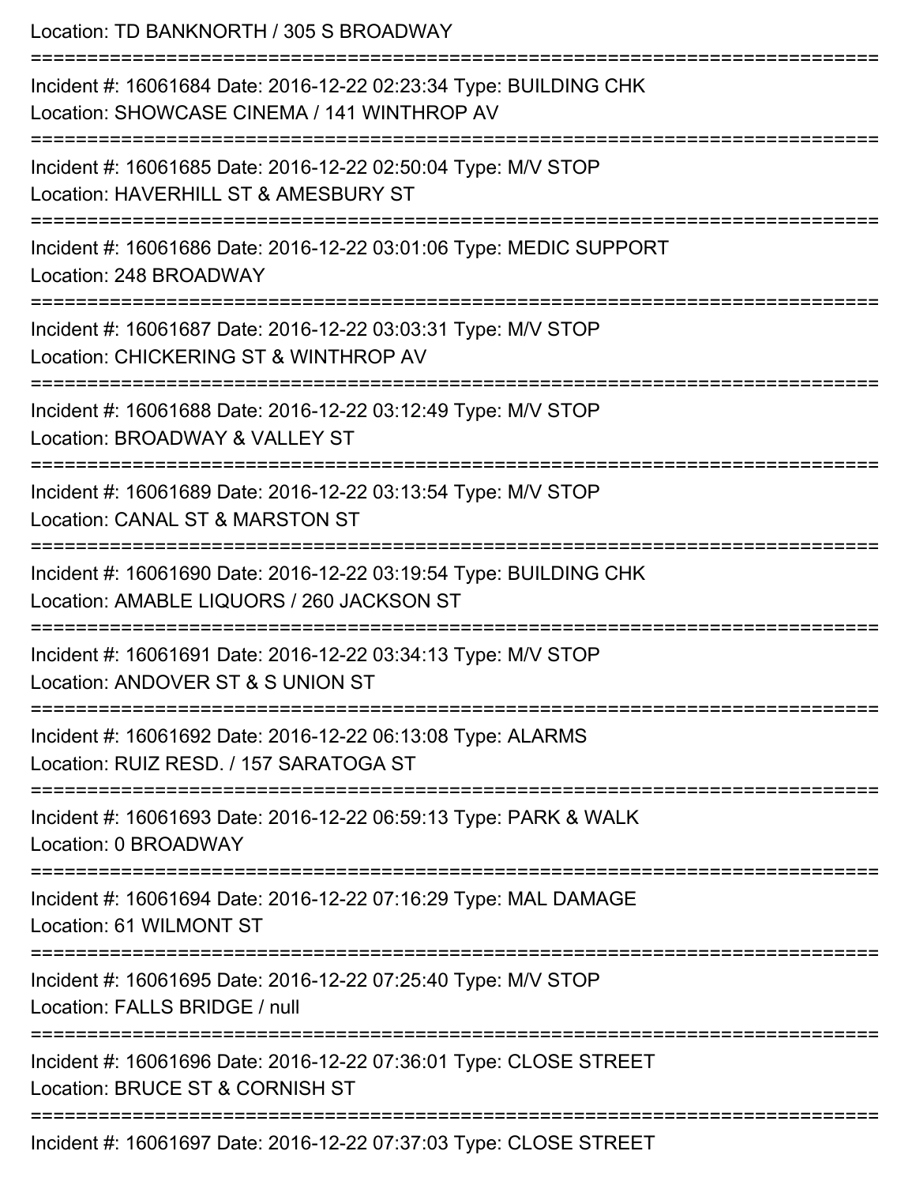Location: TD BANKNORTH / 305 S BROADWAY

===========================================================================

Incident #: 16061684 Date: 2016-12-22 02:23:34 Type: BUILDING CHK

Location: SHOWCASE CINEMA / 141 WINTHROP AV

===========================================================================

Incident #: 16061685 Date: 2016-12-22 02:50:04 Type: M/V STOP

Location: HAVERHILL ST & AMESBURY ST

===========================================================================

Incident #: 16061686 Date: 2016-12-22 03:01:06 Type: MEDIC SUPPORT

Location: 248 BROADWAY

===========================================================================

Incident #: 16061687 Date: 2016-12-22 03:03:31 Type: M/V STOP

Location: CHICKERING ST & WINTHROP AV

===========================================================================

Incident #: 16061688 Date: 2016-12-22 03:12:49 Type: M/V STOP

Location: BROADWAY & VALLEY ST

===========================================================================

Incident #: 16061689 Date: 2016-12-22 03:13:54 Type: M/V STOP

Location: CANAL ST & MARSTON ST

===========================================================================

Incident #: 16061690 Date: 2016-12-22 03:19:54 Type: BUILDING CHK

Location: AMABLE LIQUORS / 260 JACKSON ST

===========================================================================

Incident #: 16061691 Date: 2016-12-22 03:34:13 Type: M/V STOP

Location: ANDOVER ST & S UNION ST

===========================================================================

Incident #: 16061692 Date: 2016-12-22 06:13:08 Type: ALARMS

Location: RUIZ RESD. / 157 SARATOGA ST

===========================================================================

Incident #: 16061693 Date: 2016-12-22 06:59:13 Type: PARK & WALK

Location: 0 BROADWAY

===========================================================================

Incident #: 16061694 Date: 2016-12-22 07:16:29 Type: MAL DAMAGE

Location: 61 WILMONT ST

===========================================================================

Incident #: 16061695 Date: 2016-12-22 07:25:40 Type: M/V STOP

Location: FALLS BRIDGE / null

===========================================================================

Incident #: 16061696 Date: 2016-12-22 07:36:01 Type: CLOSE STREET

Location: BRUCE ST & CORNISH ST

===========================================================================

Incident #: 16061697 Date: 2016-12-22 07:37:03 Type: CLOSE STREET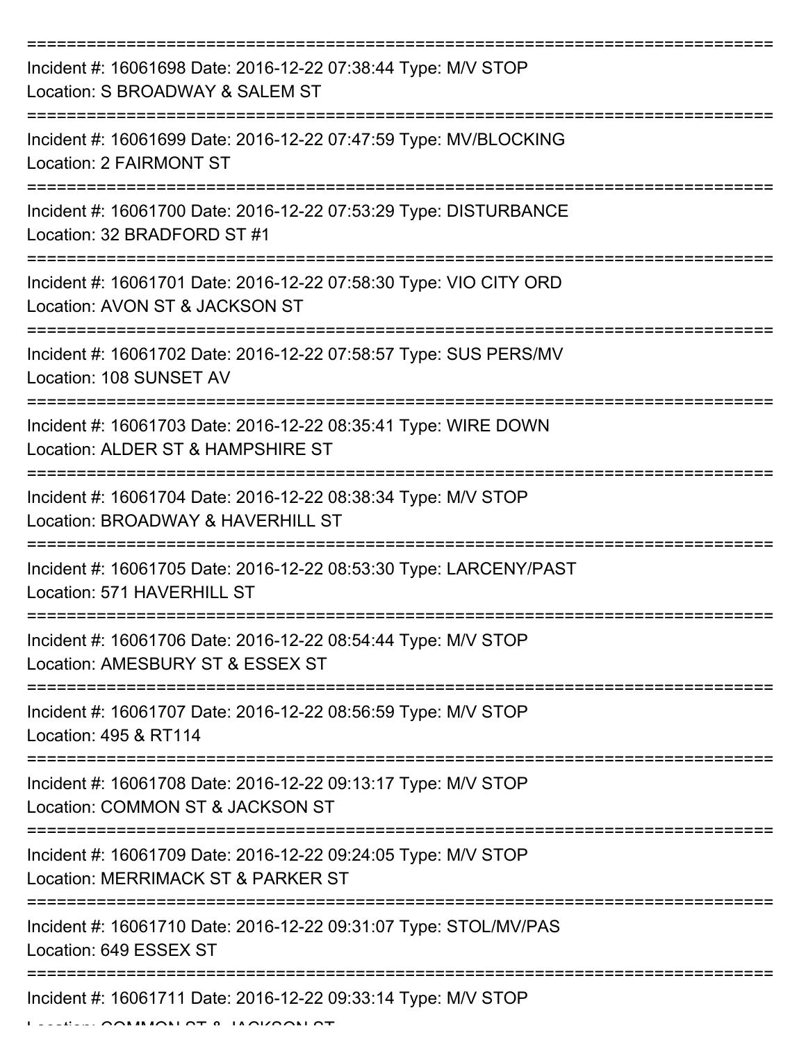===========================================================================

Incident #: 16061698 Date: 2016-12-22 07:38:44 Type: M/V STOP

Location: S BROADWAY & SALEM ST

===========================================================================

Incident #: 16061699 Date: 2016-12-22 07:47:59 Type: MV/BLOCKING

Location: 2 FAIRMONT ST

===========================================================================

Incident #: 16061700 Date: 2016-12-22 07:53:29 Type: DISTURBANCE

Location: 32 BRADFORD ST #1

===========================================================================

Incident #: 16061701 Date: 2016-12-22 07:58:30 Type: VIO CITY ORD

Location: AVON ST & JACKSON ST

===========================================================================

Incident #: 16061702 Date: 2016-12-22 07:58:57 Type: SUS PERS/MV

Location: 108 SUNSET AV

===========================================================================

Incident #: 16061703 Date: 2016-12-22 08:35:41 Type: WIRE DOWN

Location: ALDER ST & HAMPSHIRE ST

===========================================================================

Incident #: 16061704 Date: 2016-12-22 08:38:34 Type: M/V STOP

Location: BROADWAY & HAVERHILL ST

===========================================================================

Incident #: 16061705 Date: 2016-12-22 08:53:30 Type: LARCENY/PAST

Location: 571 HAVERHILL ST

===========================================================================

Incident #: 16061706 Date: 2016-12-22 08:54:44 Type: M/V STOP

Location: AMESBURY ST & ESSEX ST

===========================================================================

Incident #: 16061707 Date: 2016-12-22 08:56:59 Type: M/V STOP

Location: 495 & RT114

===========================================================================

Incident #: 16061708 Date: 2016-12-22 09:13:17 Type: M/V STOP

Location: COMMON ST & JACKSON ST

===========================================================================

Incident #: 16061709 Date: 2016-12-22 09:24:05 Type: M/V STOP

Location: MERRIMACK ST & PARKER ST

===========================================================================

Incident #: 16061710 Date: 2016-12-22 09:31:07 Type: STOL/MV/PAS

Location: 649 ESSEX ST

===========================================================================

Incident #: 16061711 Date: 2016-12-22 09:33:14 Type: M/V STOP

Location: COMMON ST & JACKSON ST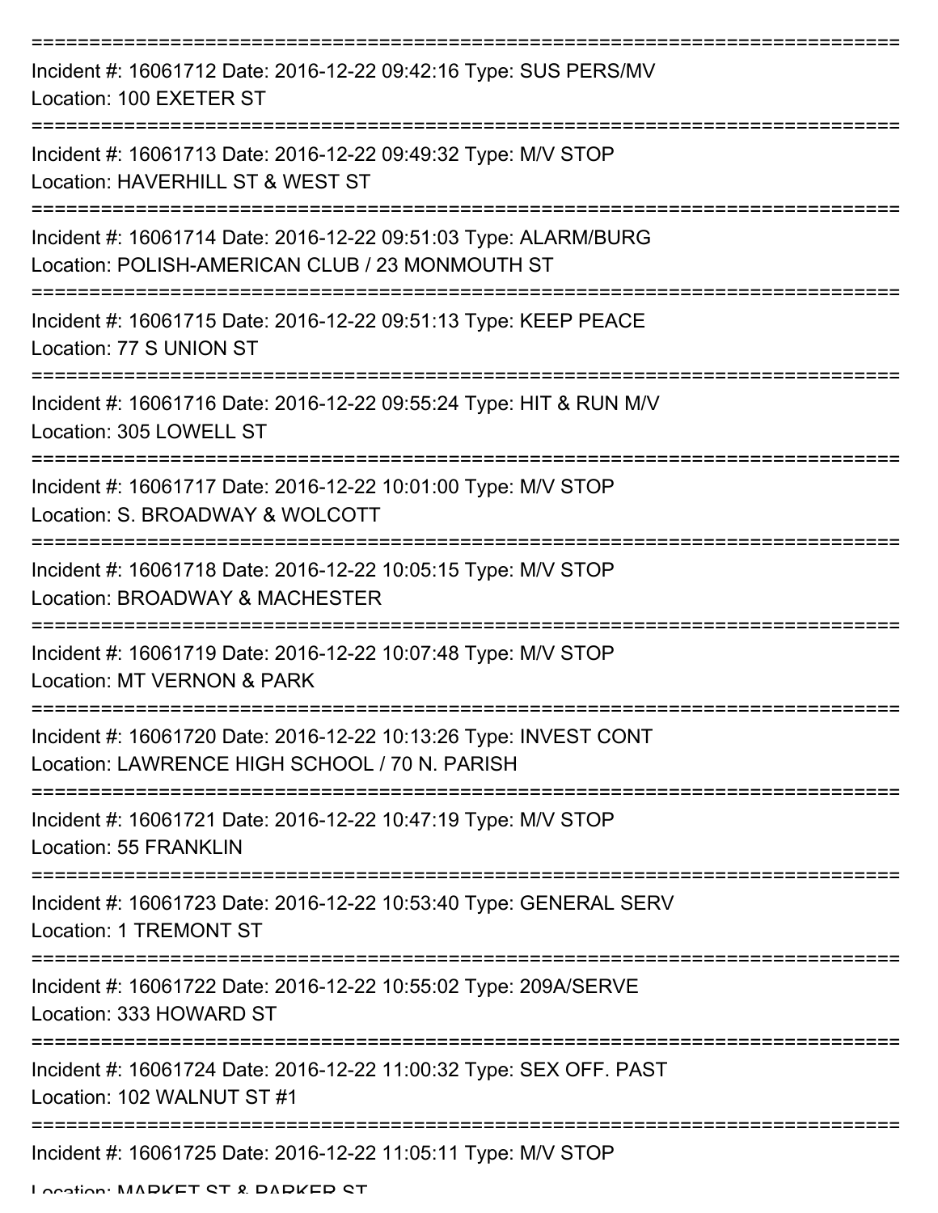===========================================================================

Incident #: 16061712 Date: 2016-12-22 09:42:16 Type: SUS PERS/MV
Location: 100 EXETER ST

===========================================================================

Incident #: 16061713 Date: 2016-12-22 09:49:32 Type: M/V STOP
Location: HAVERHILL ST & WEST ST

===========================================================================

Incident #: 16061714 Date: 2016-12-22 09:51:03 Type: ALARM/BURG
Location: POLISH-AMERICAN CLUB / 23 MONMOUTH ST

===========================================================================

Incident #: 16061715 Date: 2016-12-22 09:51:13 Type: KEEP PEACE
Location: 77 S UNION ST

===========================================================================

Incident #: 16061716 Date: 2016-12-22 09:55:24 Type: HIT & RUN M/V
Location: 305 LOWELL ST

===========================================================================

Incident #: 16061717 Date: 2016-12-22 10:01:00 Type: M/V STOP
Location: S. BROADWAY & WOLCOTT

===========================================================================

Incident #: 16061718 Date: 2016-12-22 10:05:15 Type: M/V STOP
Location: BROADWAY & MACHESTER

===========================================================================

Incident #: 16061719 Date: 2016-12-22 10:07:48 Type: M/V STOP
Location: MT VERNON & PARK

===========================================================================

Incident #: 16061720 Date: 2016-12-22 10:13:26 Type: INVEST CONT
Location: LAWRENCE HIGH SCHOOL / 70 N. PARISH

===========================================================================

Incident #: 16061721 Date: 2016-12-22 10:47:19 Type: M/V STOP
Location: 55 FRANKLIN

===========================================================================

Incident #: 16061723 Date: 2016-12-22 10:53:40 Type: GENERAL SERV
Location: 1 TREMONT ST

===========================================================================

Incident #: 16061722 Date: 2016-12-22 10:55:02 Type: 209A/SERVE
Location: 333 HOWARD ST

===========================================================================

Incident #: 16061724 Date: 2016-12-22 11:00:32 Type: SEX OFF. PAST
Location: 102 WALNUT ST #1

===========================================================================

Incident #: 16061725 Date: 2016-12-22 11:05:11 Type: M/V STOP
Location: MARKET ST & PARKER ST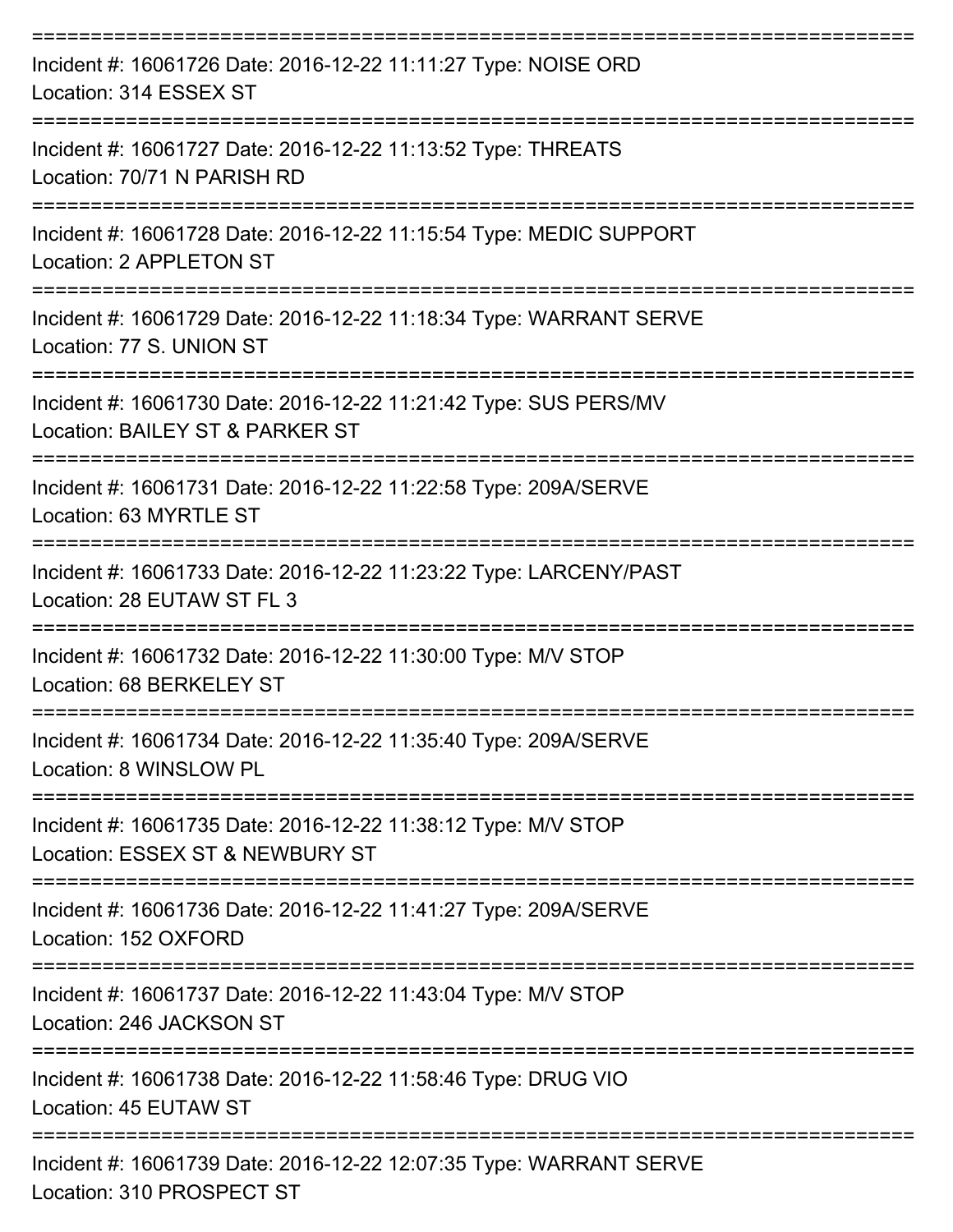===========================================================================

Incident #: 16061726 Date: 2016-12-22 11:11:27 Type: NOISE ORD
Location: 314 ESSEX ST

===========================================================================

Incident #: 16061727 Date: 2016-12-22 11:13:52 Type: THREATS
Location: 70/71 N PARISH RD

===========================================================================

Incident #: 16061728 Date: 2016-12-22 11:15:54 Type: MEDIC SUPPORT
Location: 2 APPLETON ST

===========================================================================

Incident #: 16061729 Date: 2016-12-22 11:18:34 Type: WARRANT SERVE
Location: 77 S. UNION ST

===========================================================================

Incident #: 16061730 Date: 2016-12-22 11:21:42 Type: SUS PERS/MV
Location: BAILEY ST & PARKER ST

===========================================================================

Incident #: 16061731 Date: 2016-12-22 11:22:58 Type: 209A/SERVE
Location: 63 MYRTLE ST

===========================================================================

Incident #: 16061733 Date: 2016-12-22 11:23:22 Type: LARCENY/PAST
Location: 28 EUTAW ST FL 3

===========================================================================

Incident #: 16061732 Date: 2016-12-22 11:30:00 Type: M/V STOP
Location: 68 BERKELEY ST

===========================================================================

Incident #: 16061734 Date: 2016-12-22 11:35:40 Type: 209A/SERVE
Location: 8 WINSLOW PL

===========================================================================

Incident #: 16061735 Date: 2016-12-22 11:38:12 Type: M/V STOP
Location: ESSEX ST & NEWBURY ST

===========================================================================

Incident #: 16061736 Date: 2016-12-22 11:41:27 Type: 209A/SERVE
Location: 152 OXFORD

===========================================================================

Incident #: 16061737 Date: 2016-12-22 11:43:04 Type: M/V STOP
Location: 246 JACKSON ST

===========================================================================

Incident #: 16061738 Date: 2016-12-22 11:58:46 Type: DRUG VIO
Location: 45 EUTAW ST

===========================================================================

Incident #: 16061739 Date: 2016-12-22 12:07:35 Type: WARRANT SERVE
Location: 310 PROSPECT ST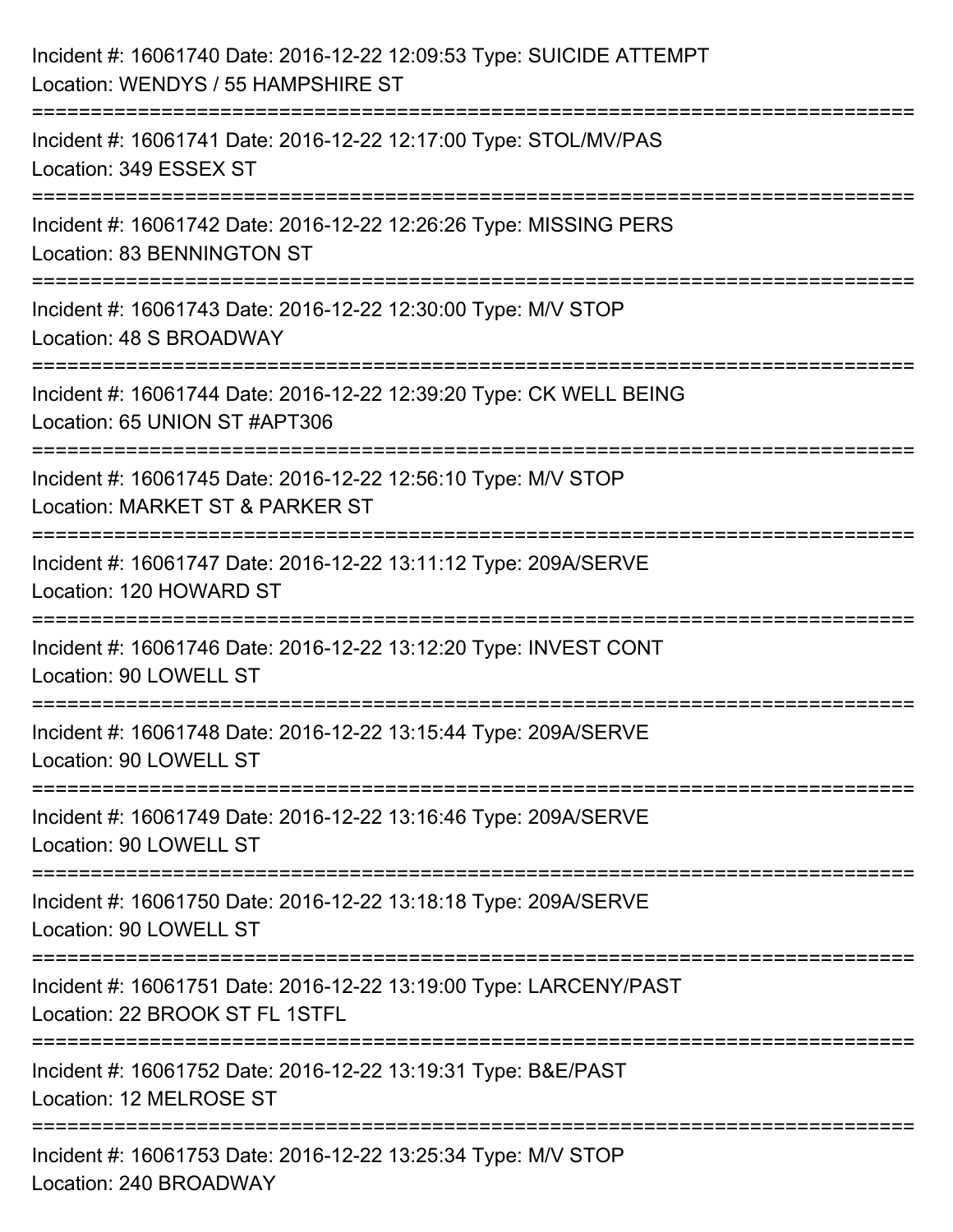Incident #: 16061740 Date: 2016-12-22 12:09:53 Type: SUICIDE ATTEMPT
Location: WENDYS / 55 HAMPSHIRE ST

===========================================================================

Incident #: 16061741 Date: 2016-12-22 12:17:00 Type: STOL/MV/PAS
Location: 349 ESSEX ST

===========================================================================

Incident #: 16061742 Date: 2016-12-22 12:26:26 Type: MISSING PERS
Location: 83 BENNINGTON ST

===========================================================================

Incident #: 16061743 Date: 2016-12-22 12:30:00 Type: M/V STOP
Location: 48 S BROADWAY

===========================================================================

Incident #: 16061744 Date: 2016-12-22 12:39:20 Type: CK WELL BEING
Location: 65 UNION ST #APT306

===========================================================================

Incident #: 16061745 Date: 2016-12-22 12:56:10 Type: M/V STOP
Location: MARKET ST & PARKER ST

===========================================================================

Incident #: 16061747 Date: 2016-12-22 13:11:12 Type: 209A/SERVE
Location: 120 HOWARD ST

===========================================================================

Incident #: 16061746 Date: 2016-12-22 13:12:20 Type: INVEST CONT
Location: 90 LOWELL ST

===========================================================================

Incident #: 16061748 Date: 2016-12-22 13:15:44 Type: 209A/SERVE
Location: 90 LOWELL ST

===========================================================================

Incident #: 16061749 Date: 2016-12-22 13:16:46 Type: 209A/SERVE
Location: 90 LOWELL ST

===========================================================================

Incident #: 16061750 Date: 2016-12-22 13:18:18 Type: 209A/SERVE
Location: 90 LOWELL ST

===========================================================================

Incident #: 16061751 Date: 2016-12-22 13:19:00 Type: LARCENY/PAST
Location: 22 BROOK ST FL 1STFL

===========================================================================

Incident #: 16061752 Date: 2016-12-22 13:19:31 Type: B&E/PAST
Location: 12 MELROSE ST

===========================================================================

Incident #: 16061753 Date: 2016-12-22 13:25:34 Type: M/V STOP
Location: 240 BROADWAY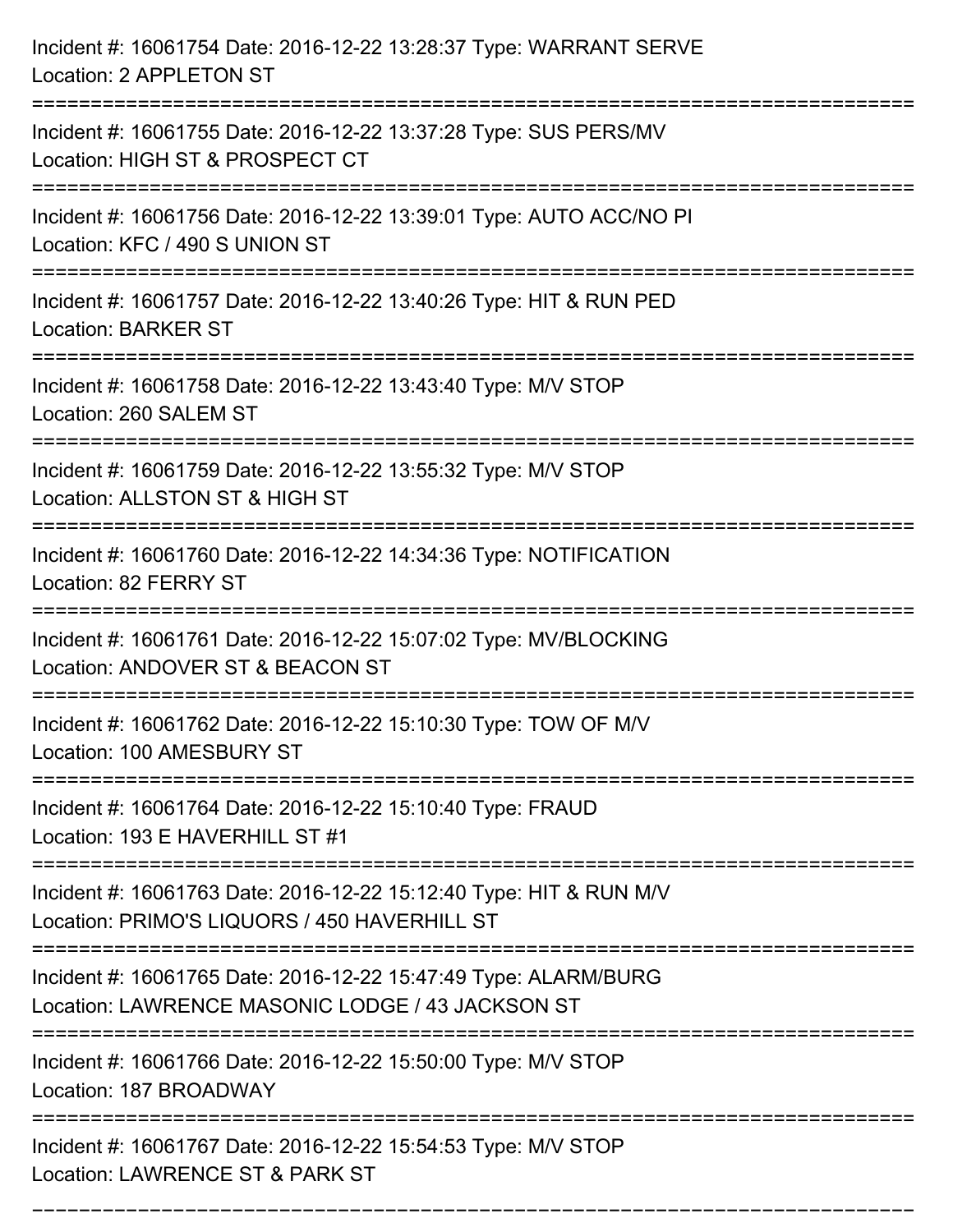Incident #: 16061754 Date: 2016-12-22 13:28:37 Type: WARRANT SERVE
Location: 2 APPLETON ST

===========================================================================

Incident #: 16061755 Date: 2016-12-22 13:37:28 Type: SUS PERS/MV
Location: HIGH ST & PROSPECT CT

===========================================================================

Incident #: 16061756 Date: 2016-12-22 13:39:01 Type: AUTO ACC/NO PI
Location: KFC / 490 S UNION ST

===========================================================================

Incident #: 16061757 Date: 2016-12-22 13:40:26 Type: HIT & RUN PED
Location: BARKER ST

===========================================================================

Incident #: 16061758 Date: 2016-12-22 13:43:40 Type: M/V STOP
Location: 260 SALEM ST

===========================================================================

Incident #: 16061759 Date: 2016-12-22 13:55:32 Type: M/V STOP
Location: ALLSTON ST & HIGH ST

===========================================================================

Incident #: 16061760 Date: 2016-12-22 14:34:36 Type: NOTIFICATION
Location: 82 FERRY ST

===========================================================================

Incident #: 16061761 Date: 2016-12-22 15:07:02 Type: MV/BLOCKING
Location: ANDOVER ST & BEACON ST

===========================================================================

Incident #: 16061762 Date: 2016-12-22 15:10:30 Type: TOW OF M/V
Location: 100 AMESBURY ST

===========================================================================

Incident #: 16061764 Date: 2016-12-22 15:10:40 Type: FRAUD
Location: 193 E HAVERHILL ST #1

===========================================================================

Incident #: 16061763 Date: 2016-12-22 15:12:40 Type: HIT & RUN M/V
Location: PRIMO'S LIQUORS / 450 HAVERHILL ST

===========================================================================

Incident #: 16061765 Date: 2016-12-22 15:47:49 Type: ALARM/BURG
Location: LAWRENCE MASONIC LODGE / 43 JACKSON ST

===========================================================================

Incident #: 16061766 Date: 2016-12-22 15:50:00 Type: M/V STOP
Location: 187 BROADWAY

===========================================================================

Incident #: 16061767 Date: 2016-12-22 15:54:53 Type: M/V STOP
Location: LAWRENCE ST & PARK ST

===========================================================================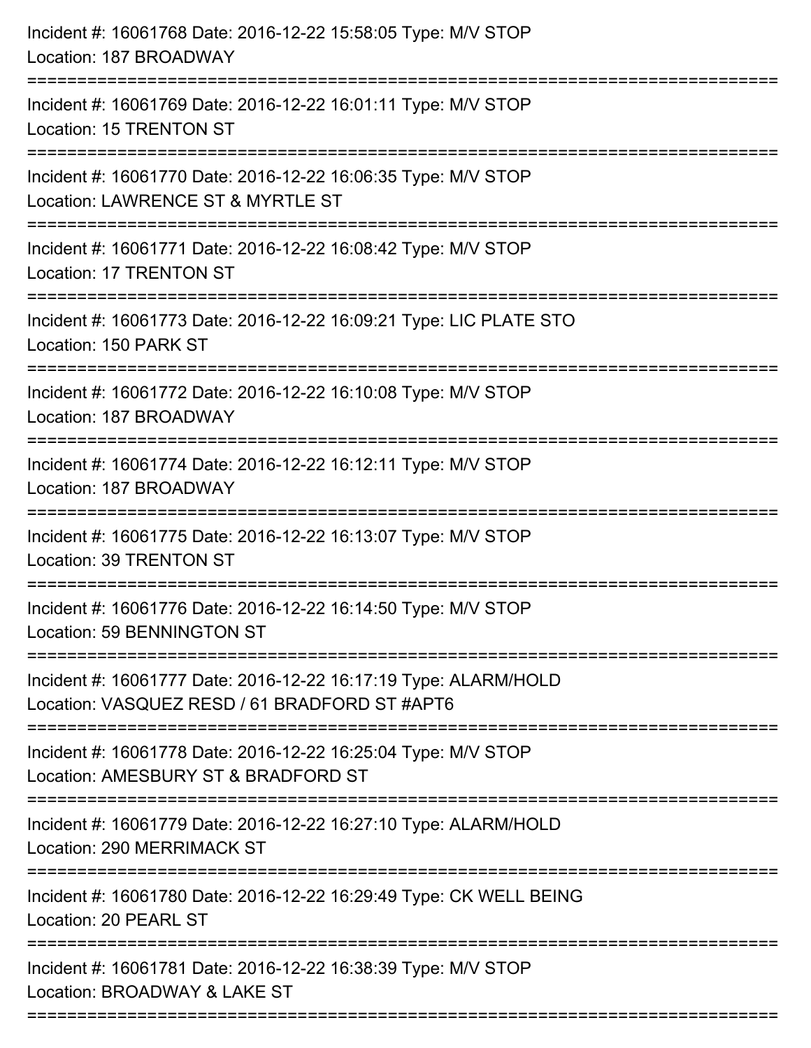Incident #: 16061768 Date: 2016-12-22 15:58:05 Type: M/V STOP
Location: 187 BROADWAY

===========================================================================

Incident #: 16061769 Date: 2016-12-22 16:01:11 Type: M/V STOP
Location: 15 TRENTON ST

===========================================================================

Incident #: 16061770 Date: 2016-12-22 16:06:35 Type: M/V STOP
Location: LAWRENCE ST & MYRTLE ST

===========================================================================

Incident #: 16061771 Date: 2016-12-22 16:08:42 Type: M/V STOP
Location: 17 TRENTON ST

===========================================================================

Incident #: 16061773 Date: 2016-12-22 16:09:21 Type: LIC PLATE STO
Location: 150 PARK ST

===========================================================================

Incident #: 16061772 Date: 2016-12-22 16:10:08 Type: M/V STOP
Location: 187 BROADWAY

===========================================================================

Incident #: 16061774 Date: 2016-12-22 16:12:11 Type: M/V STOP
Location: 187 BROADWAY

===========================================================================

Incident #: 16061775 Date: 2016-12-22 16:13:07 Type: M/V STOP
Location: 39 TRENTON ST

===========================================================================

Incident #: 16061776 Date: 2016-12-22 16:14:50 Type: M/V STOP
Location: 59 BENNINGTON ST

===========================================================================

Incident #: 16061777 Date: 2016-12-22 16:17:19 Type: ALARM/HOLD
Location: VASQUEZ RESD / 61 BRADFORD ST #APT6

===========================================================================

Incident #: 16061778 Date: 2016-12-22 16:25:04 Type: M/V STOP
Location: AMESBURY ST & BRADFORD ST

===========================================================================

Incident #: 16061779 Date: 2016-12-22 16:27:10 Type: ALARM/HOLD
Location: 290 MERRIMACK ST

===========================================================================

Incident #: 16061780 Date: 2016-12-22 16:29:49 Type: CK WELL BEING
Location: 20 PEARL ST

===========================================================================

Incident #: 16061781 Date: 2016-12-22 16:38:39 Type: M/V STOP
Location: BROADWAY & LAKE ST

===========================================================================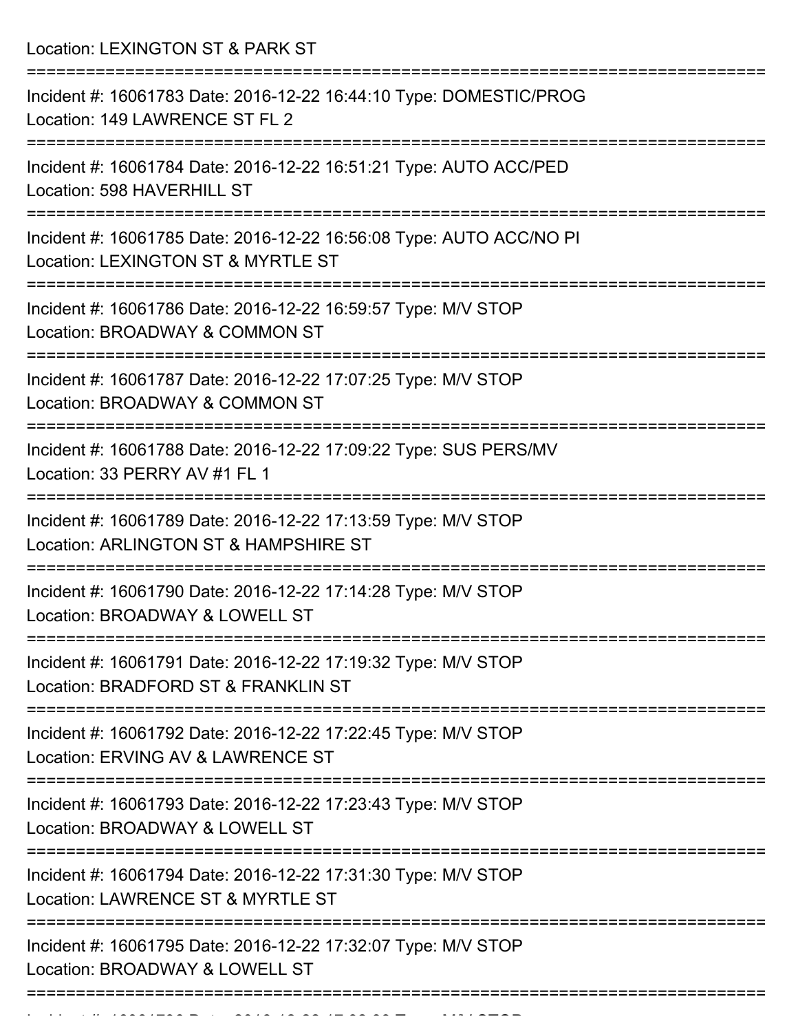Location: LEXINGTON ST & PARK ST

===========================================================================

Incident #: 16061783 Date: 2016-12-22 16:44:10 Type: DOMESTIC/PROG
Location: 149 LAWRENCE ST FL 2

===========================================================================

Incident #: 16061784 Date: 2016-12-22 16:51:21 Type: AUTO ACC/PED
Location: 598 HAVERHILL ST

===========================================================================

Incident #: 16061785 Date: 2016-12-22 16:56:08 Type: AUTO ACC/NO PI
Location: LEXINGTON ST & MYRTLE ST

===========================================================================

Incident #: 16061786 Date: 2016-12-22 16:59:57 Type: M/V STOP
Location: BROADWAY & COMMON ST

===========================================================================

Incident #: 16061787 Date: 2016-12-22 17:07:25 Type: M/V STOP
Location: BROADWAY & COMMON ST

===========================================================================

Incident #: 16061788 Date: 2016-12-22 17:09:22 Type: SUS PERS/MV
Location: 33 PERRY AV #1 FL 1

===========================================================================

Incident #: 16061789 Date: 2016-12-22 17:13:59 Type: M/V STOP
Location: ARLINGTON ST & HAMPSHIRE ST

===========================================================================

Incident #: 16061790 Date: 2016-12-22 17:14:28 Type: M/V STOP
Location: BROADWAY & LOWELL ST

===========================================================================

Incident #: 16061791 Date: 2016-12-22 17:19:32 Type: M/V STOP
Location: BRADFORD ST & FRANKLIN ST

===========================================================================

Incident #: 16061792 Date: 2016-12-22 17:22:45 Type: M/V STOP
Location: ERVING AV & LAWRENCE ST

===========================================================================

Incident #: 16061793 Date: 2016-12-22 17:23:43 Type: M/V STOP
Location: BROADWAY & LOWELL ST

===========================================================================

Incident #: 16061794 Date: 2016-12-22 17:31:30 Type: M/V STOP
Location: LAWRENCE ST & MYRTLE ST

===========================================================================

Incident #: 16061795 Date: 2016-12-22 17:32:07 Type: M/V STOP
Location: BROADWAY & LOWELL ST

===========================================================================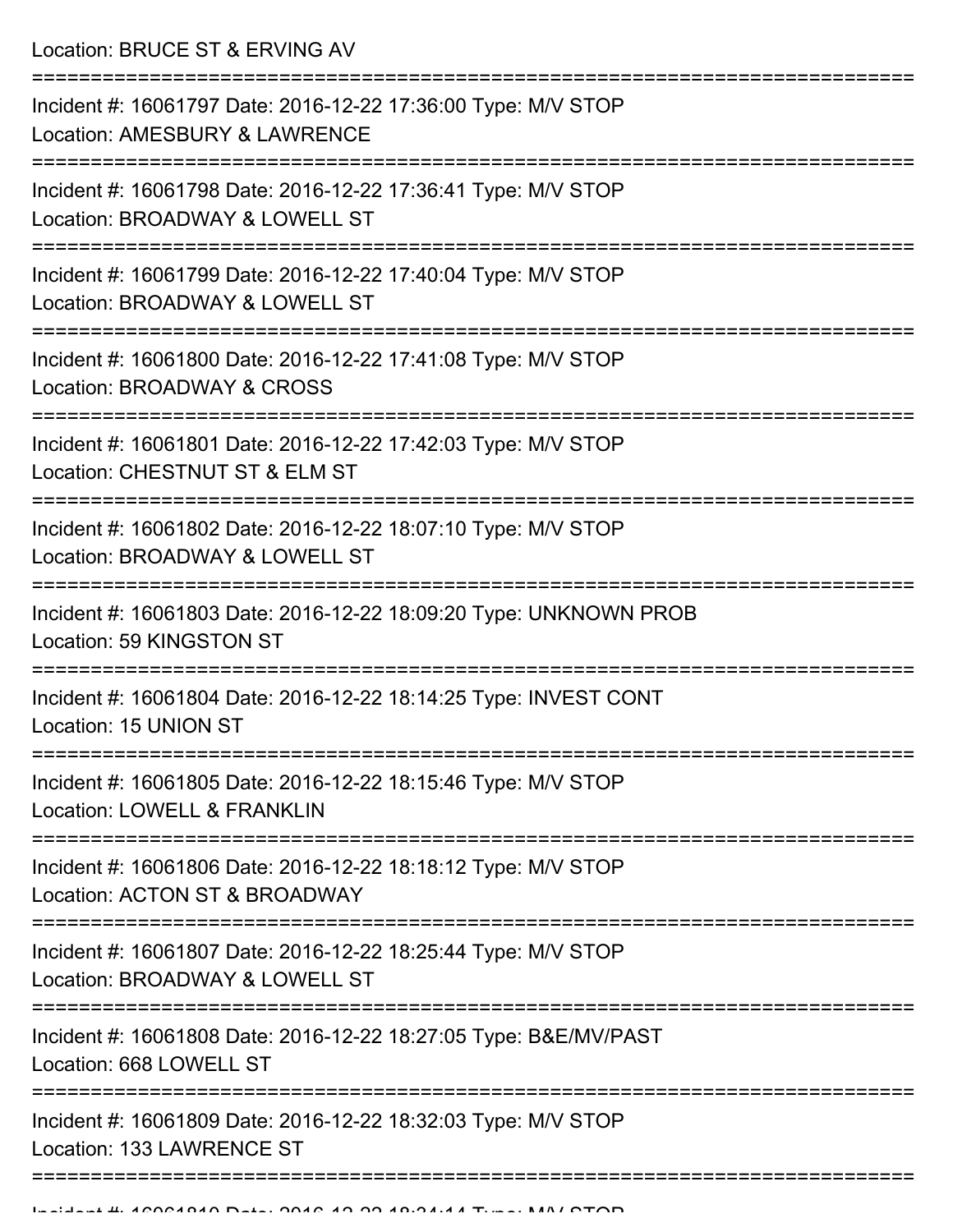Location: BRUCE ST & ERVING AV

===========================================================================

Incident #: 16061797 Date: 2016-12-22 17:36:00 Type: M/V STOP
Location: AMESBURY & LAWRENCE

===========================================================================

Incident #: 16061798 Date: 2016-12-22 17:36:41 Type: M/V STOP
Location: BROADWAY & LOWELL ST

===========================================================================

Incident #: 16061799 Date: 2016-12-22 17:40:04 Type: M/V STOP
Location: BROADWAY & LOWELL ST

===========================================================================

Incident #: 16061800 Date: 2016-12-22 17:41:08 Type: M/V STOP
Location: BROADWAY & CROSS

===========================================================================

Incident #: 16061801 Date: 2016-12-22 17:42:03 Type: M/V STOP
Location: CHESTNUT ST & ELM ST

===========================================================================

Incident #: 16061802 Date: 2016-12-22 18:07:10 Type: M/V STOP
Location: BROADWAY & LOWELL ST

===========================================================================

Incident #: 16061803 Date: 2016-12-22 18:09:20 Type: UNKNOWN PROB
Location: 59 KINGSTON ST

===========================================================================

Incident #: 16061804 Date: 2016-12-22 18:14:25 Type: INVEST CONT
Location: 15 UNION ST

===========================================================================

Incident #: 16061805 Date: 2016-12-22 18:15:46 Type: M/V STOP
Location: LOWELL & FRANKLIN

===========================================================================

Incident #: 16061806 Date: 2016-12-22 18:18:12 Type: M/V STOP
Location: ACTON ST & BROADWAY

===========================================================================

Incident #: 16061807 Date: 2016-12-22 18:25:44 Type: M/V STOP
Location: BROADWAY & LOWELL ST

===========================================================================

Incident #: 16061808 Date: 2016-12-22 18:27:05 Type: B&E/MV/PAST
Location: 668 LOWELL ST

===========================================================================

Incident #: 16061809 Date: 2016-12-22 18:32:03 Type: M/V STOP
Location: 133 LAWRENCE ST

===========================================================================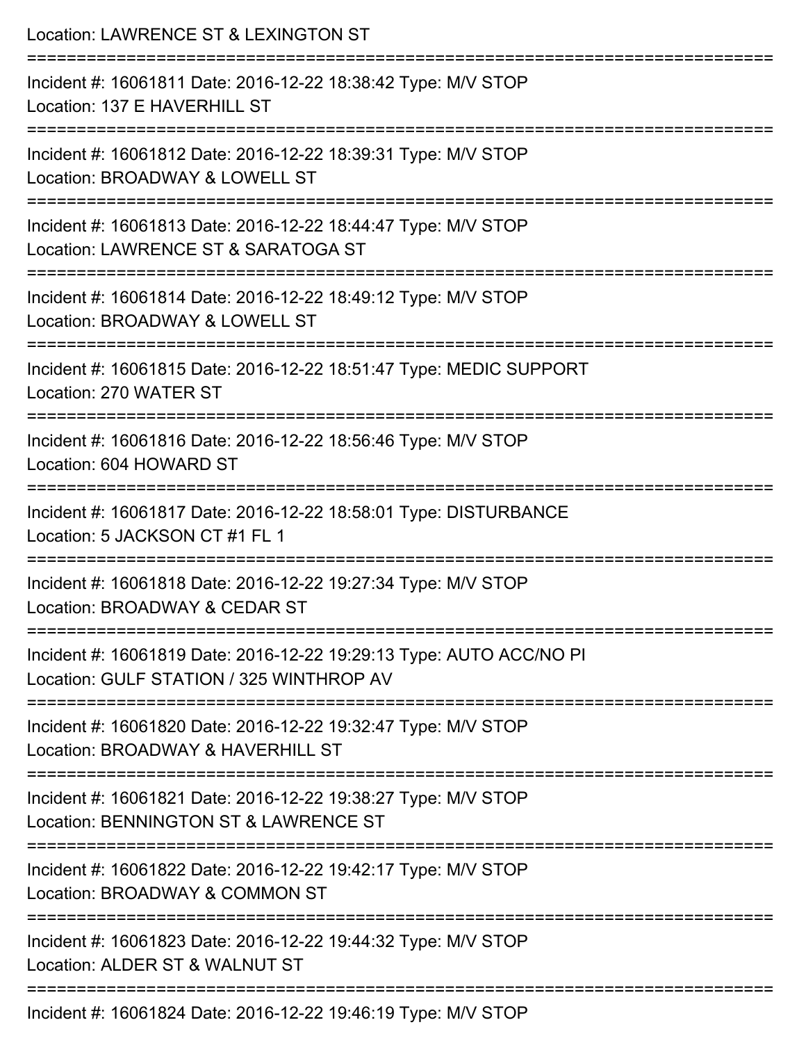Location: LAWRENCE ST & LEXINGTON ST

===========================================================================

Incident #: 16061811 Date: 2016-12-22 18:38:42 Type: M/V STOP
Location: 137 E HAVERHILL ST

===========================================================================

Incident #: 16061812 Date: 2016-12-22 18:39:31 Type: M/V STOP
Location: BROADWAY & LOWELL ST

===========================================================================

Incident #: 16061813 Date: 2016-12-22 18:44:47 Type: M/V STOP
Location: LAWRENCE ST & SARATOGA ST

===========================================================================

Incident #: 16061814 Date: 2016-12-22 18:49:12 Type: M/V STOP
Location: BROADWAY & LOWELL ST

===========================================================================

Incident #: 16061815 Date: 2016-12-22 18:51:47 Type: MEDIC SUPPORT
Location: 270 WATER ST

===========================================================================

Incident #: 16061816 Date: 2016-12-22 18:56:46 Type: M/V STOP
Location: 604 HOWARD ST

===========================================================================

Incident #: 16061817 Date: 2016-12-22 18:58:01 Type: DISTURBANCE
Location: 5 JACKSON CT #1 FL 1

===========================================================================

Incident #: 16061818 Date: 2016-12-22 19:27:34 Type: M/V STOP
Location: BROADWAY & CEDAR ST

===========================================================================

Incident #: 16061819 Date: 2016-12-22 19:29:13 Type: AUTO ACC/NO PI
Location: GULF STATION / 325 WINTHROP AV

===========================================================================

Incident #: 16061820 Date: 2016-12-22 19:32:47 Type: M/V STOP
Location: BROADWAY & HAVERHILL ST

===========================================================================

Incident #: 16061821 Date: 2016-12-22 19:38:27 Type: M/V STOP
Location: BENNINGTON ST & LAWRENCE ST

===========================================================================

Incident #: 16061822 Date: 2016-12-22 19:42:17 Type: M/V STOP
Location: BROADWAY & COMMON ST

===========================================================================

Incident #: 16061823 Date: 2016-12-22 19:44:32 Type: M/V STOP
Location: ALDER ST & WALNUT ST

===========================================================================

Incident #: 16061824 Date: 2016-12-22 19:46:19 Type: M/V STOP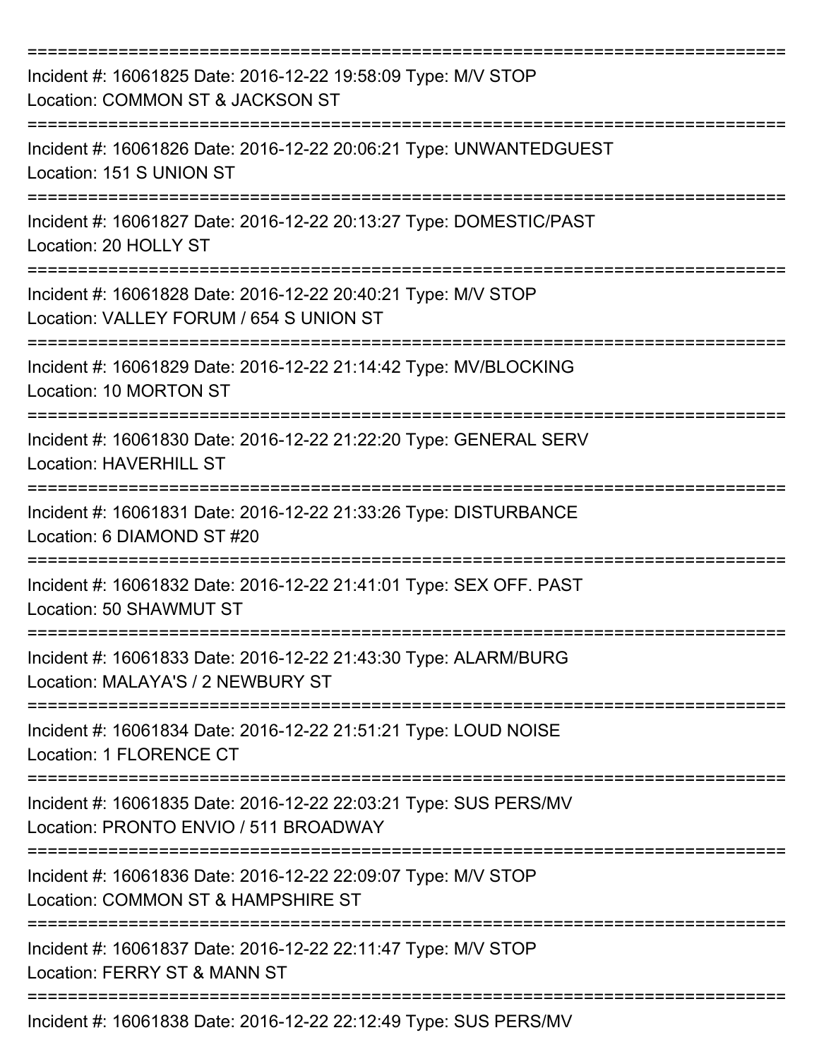===========================================================================
Incident #: 16061825 Date: 2016-12-22 19:58:09 Type: M/V STOP
Location: COMMON ST & JACKSON ST
===========================================================================
Incident #: 16061826 Date: 2016-12-22 20:06:21 Type: UNWANTEDGUEST
Location: 151 S UNION ST
===========================================================================
Incident #: 16061827 Date: 2016-12-22 20:13:27 Type: DOMESTIC/PAST
Location: 20 HOLLY ST
===========================================================================
Incident #: 16061828 Date: 2016-12-22 20:40:21 Type: M/V STOP
Location: VALLEY FORUM / 654 S UNION ST
===========================================================================
Incident #: 16061829 Date: 2016-12-22 21:14:42 Type: MV/BLOCKING
Location: 10 MORTON ST
===========================================================================
Incident #: 16061830 Date: 2016-12-22 21:22:20 Type: GENERAL SERV
Location: HAVERHILL ST
===========================================================================
Incident #: 16061831 Date: 2016-12-22 21:33:26 Type: DISTURBANCE
Location: 6 DIAMOND ST #20
===========================================================================
Incident #: 16061832 Date: 2016-12-22 21:41:01 Type: SEX OFF. PAST
Location: 50 SHAWMUT ST
===========================================================================
Incident #: 16061833 Date: 2016-12-22 21:43:30 Type: ALARM/BURG
Location: MALAYA'S / 2 NEWBURY ST
===========================================================================
Incident #: 16061834 Date: 2016-12-22 21:51:21 Type: LOUD NOISE
Location: 1 FLORENCE CT
===========================================================================
Incident #: 16061835 Date: 2016-12-22 22:03:21 Type: SUS PERS/MV
Location: PRONTO ENVIO / 511 BROADWAY
===========================================================================
Incident #: 16061836 Date: 2016-12-22 22:09:07 Type: M/V STOP
Location: COMMON ST & HAMPSHIRE ST
===========================================================================
Incident #: 16061837 Date: 2016-12-22 22:11:47 Type: M/V STOP
Location: FERRY ST & MANN ST
===========================================================================
Incident #: 16061838 Date: 2016-12-22 22:12:49 Type: SUS PERS/MV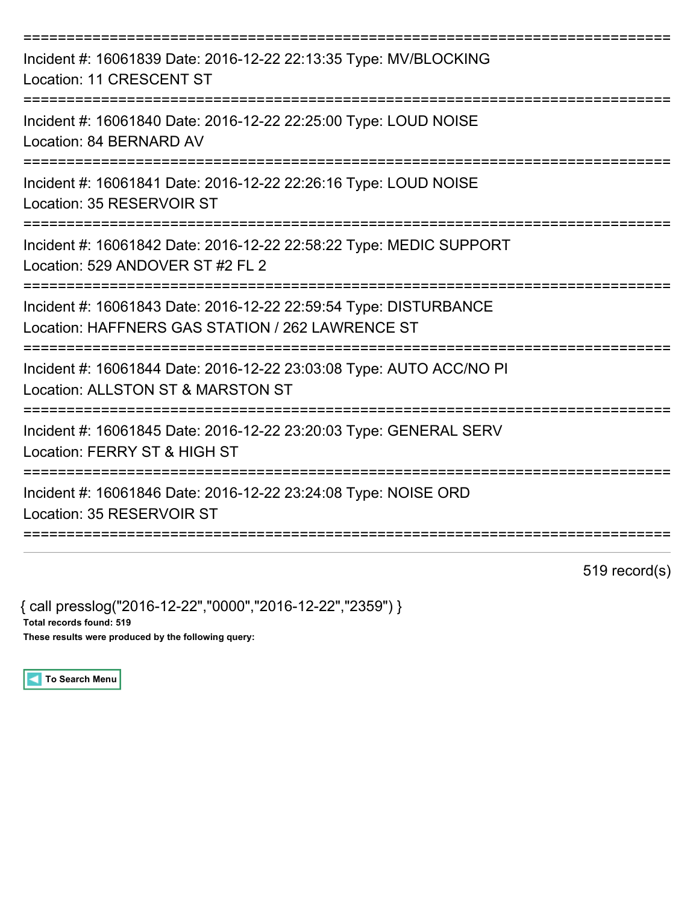===========================================================================

Incident #: 16061839 Date: 2016-12-22 22:13:35 Type: MV/BLOCKING
Location: 11 CRESCENT ST

===========================================================================

Incident #: 16061840 Date: 2016-12-22 22:25:00 Type: LOUD NOISE
Location: 84 BERNARD AV

===========================================================================

Incident #: 16061841 Date: 2016-12-22 22:26:16 Type: LOUD NOISE
Location: 35 RESERVOIR ST

===========================================================================

Incident #: 16061842 Date: 2016-12-22 22:58:22 Type: MEDIC SUPPORT
Location: 529 ANDOVER ST #2 FL 2

===========================================================================

Incident #: 16061843 Date: 2016-12-22 22:59:54 Type: DISTURBANCE
Location: HAFFNERS GAS STATION / 262 LAWRENCE ST

===========================================================================

Incident #: 16061844 Date: 2016-12-22 23:03:08 Type: AUTO ACC/NO PI
Location: ALLSTON ST & MARSTON ST

===========================================================================

Incident #: 16061845 Date: 2016-12-22 23:20:03 Type: GENERAL SERV
Location: FERRY ST & HIGH ST

===========================================================================

Incident #: 16061846 Date: 2016-12-22 23:24:08 Type: NOISE ORD
Location: 35 RESERVOIR ST

===========================================================================

519 record(s)

{ call presslog("2016-12-22","0000","2016-12-22","2359") }

**Total records found: 519**

**These results were produced by the following query:**

To Search Menu